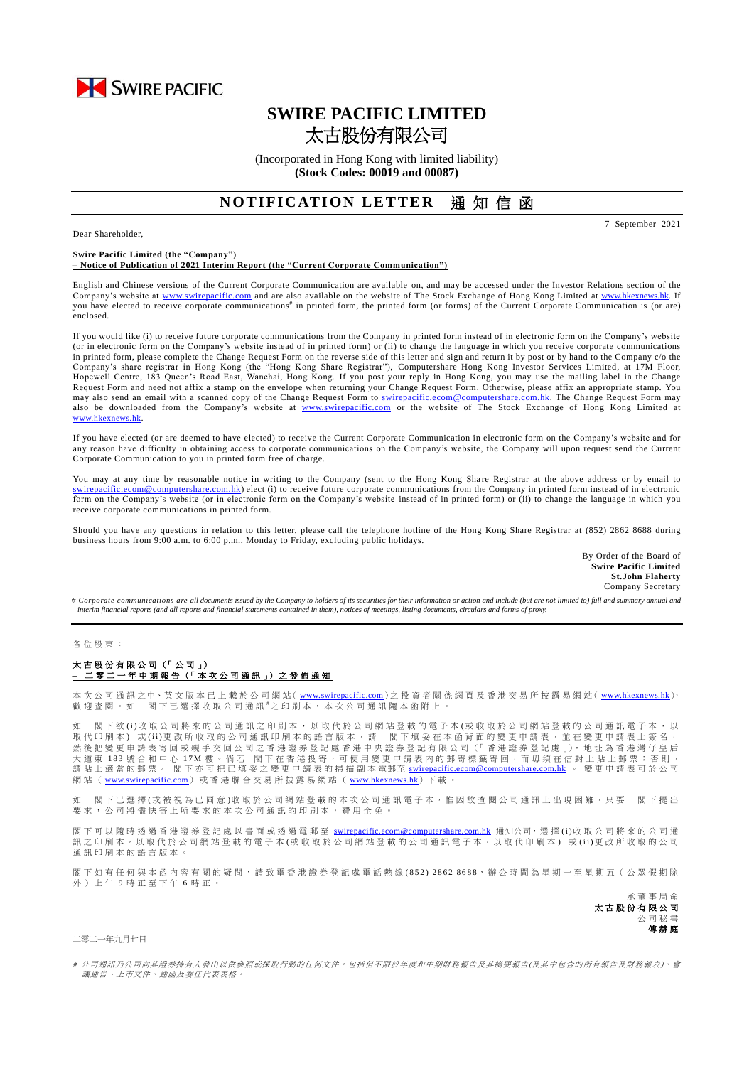SWIRE PACIFIC

# SWIRE PACIFIC LIMITED
# 太古股份有限公司

(Incorporated in Hong Kong with limited liability)
**(Stock Codes: 00019 and 00087)**

## NOTIFICATION LETTER 通知信函

7 September 2021

Dear Shareholder,

**Swire Pacific Limited (the "Company")**
**– Notice of Publication of 2021 Interim Report (the "Current Corporate Communication")**

English and Chinese versions of the Current Corporate Communication are available on, and may be accessed under the Investor Relations section of the Company's website at www.swirepacific.com and are also available on the website of The Stock Exchange of Hong Kong Limited at www.hkexnews.hk. If you have elected to receive corporate communications# in printed form, the printed form (or forms) of the Current Corporate Communication is (or are) enclosed.

If you would like (i) to receive future corporate communications from the Company in printed form instead of in electronic form on the Company's website (or in electronic form on the Company's website instead of in printed form) or (ii) to change the language in which you receive corporate communications in printed form, please complete the Change Request Form on the reverse side of this letter and sign and return it by post or by hand to the Company c/o the Company's share registrar in Hong Kong (the "Hong Kong Share Registrar"), Computershare Hong Kong Investor Services Limited, at 17M Floor, Hopewell Centre, 183 Queen's Road East, Wanchai, Hong Kong. If you post your reply in Hong Kong, you may use the mailing label in the Change Request Form and need not affix a stamp on the envelope when returning your Change Request Form. Otherwise, please affix an appropriate stamp. You may also send an email with a scanned copy of the Change Request Form to swirepacific.ecom@computershare.com.hk. The Change Request Form may also be downloaded from the Company's website at www.swirepacific.com or the website of The Stock Exchange of Hong Kong Limited at www.hkexnews.hk.

If you have elected (or are deemed to have elected) to receive the Current Corporate Communication in electronic form on the Company's website and for any reason have difficulty in obtaining access to corporate communications on the Company's website, the Company will upon request send the Current Corporate Communication to you in printed form free of charge.

You may at any time by reasonable notice in writing to the Company (sent to the Hong Kong Share Registrar at the above address or by email to swirepacific.ecom@computershare.com.hk) elect (i) to receive future corporate communications from the Company in printed form instead of in electronic form on the Company's website (or in electronic form on the Company's website instead of in printed form) or (ii) to change the language in which you receive corporate communications in printed form.

Should you have any questions in relation to this letter, please call the telephone hotline of the Hong Kong Share Registrar at (852) 2862 8688 during business hours from 9:00 a.m. to 6:00 p.m., Monday to Friday, excluding public holidays.

By Order of the Board of
**Swire Pacific Limited**
**St.John Flaherty**
Company Secretary

*# Corporate communications are all documents issued by the Company to holders of its securities for their information or action and include (but are not limited to) full and summary annual and interim financial reports (and all reports and financial statements contained in them), notices of meetings, listing documents, circulars and forms of proxy.*

---

各位股東：

**太古股份有限公司（「公司」）**
**– 二零二一年中期報告（「本次公司通訊」）之發佈通知**

本次公司通訊之中、英文版本已上載於公司網站（www.swirepacific.com）之投資者關係網頁及香港交易所披露易網站（www.hkexnews.hk），歡迎查閱。如 閣下已選擇收取公司通訊#之印刷本，本次公司通訊隨本函附上。

如 閣下欲(i)收取公司將來的公司通訊之印刷本，以取代於公司網站登載的電子本(或收取於公司網站登載的公司通訊電子本，以取代印刷本) 或(ii)更改所收取的公司通訊印刷本的語言版本，請 閣下填妥在本函背面的變更申請表，並在變更申請表上簽名，然後把變更申請表寄回或親手交回公司之香港證券登記處香港中央證券登記有限公司（「香港證券登記處」），地址為香港灣仔皇后大道東 183 號合和中心 17M 樓。倘若 閣下在香港投寄，可使用變更申請表內的郵寄標籤寄回，而毋須在信封上貼上郵票；否則，請貼上適當的郵票。 閣下亦可把已填妥之變更申請表的掃描副本電郵至 swirepacific.ecom@computershare.com.hk 。變更申請表可於公司網站（www.swirepacific.com）或香港聯合交易所披露易網站（www.hkexnews.hk）下載。

如 閣下已選擇(或被視為已同意)收取於公司網站登載的本次公司通訊電子本，惟因故查閱公司通訊上出現困難，只要 閣下提出要求，公司將儘快寄上所要求的本次公司通訊的印刷本，費用全免。

閣下可以隨時透過香港證券登記處以書面或透過電郵至 swirepacific.ecom@computershare.com.hk 通知公司，選擇(i)收取公司將來的公司通訊之印刷本，以取代於公司網站登載的電子本(或收取於公司網站登載的公司通訊電子本，以取代印刷本) 或(ii)更改所收取的公司通訊印刷本的語言版本。

閣下如有任何與本函內容有關的疑問，請致電香港證券登記處電話熱線(852) 2862 8688，辦公時間為星期一至星期五（公眾假期除外）上午 9 時正至下午 6 時正。

承董事局命
**太古股份有限公司**
公司秘書
**傅赫庭**

二零二一年九月七日

*# 公司通訊乃公司向其證券持有人發出以供參照或採取行動的任何文件，包括但不限於年度和中期財務報告及其摘要報告(及其中包含的所有報告及財務報表)、會議通告、上市文件、通函及委任代表表格。*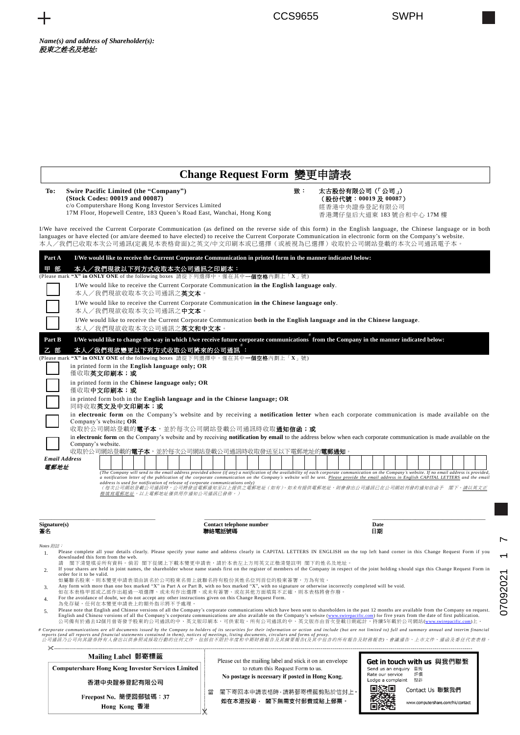CCS9655 SWPH

*Name(s) and address of Shareholder(s):*
*股東之姓名及地址:*

# Change Request Form 變更申請表

**To:** **Swire Pacific Limited (the "Company")**
**(Stock Codes: 00019 and 00087)**
c/o Computershare Hong Kong Investor Services Limited
17M Floor, Hopewell Centre, 183 Queen's Road East, Wanchai, Hong Kong

**致：** **太古股份有限公司（「公司」）**
**（股份代號：00019 及 00087）**
經香港中央證券登記有限公司
香港灣仔皇后大道東 183 號合和中心 17M 樓

I/We have received the Current Corporate Communication (as defined on the reverse side of this form) in the English language, the Chinese language or in both languages or have elected (or am/are deemed to have elected) to receive the Current Corporate Communication in electronic form on the Company's website.
本人／我們已收取本次公司通訊(定義見本表格背面)之英文/中文印刷本或已選擇（或被視為已選擇）收取於公司網站登載的本次公司通訊電子本。

**Part A 甲部 I/We would like to receive the Current Corporate Communication in printed form in the manner indicated below:**
**本人／我們現欲以下列方式收取本次公司通訊之印刷本：**
(Please mark **"X"** in **ONLY ONE** of the following boxes 請從下列選擇中，僅在其中**一個空格**內劃上「**X**」號)

- ☐ I/We would like to receive the Current Corporate Communication **in the English language only**.
  本人／我們現欲收取本次公司通訊之**英文本**。
- ☐ I/We would like to receive the Current Corporate Communication **in the Chinese language only**.
  本人／我們現欲收取本次公司通訊之**中文本**。
- ☐ I/We would like to receive the Current Corporate Communication **both in the English language and in the Chinese language**.
  本人／我們現欲收取本次公司通訊之**英文和中文本**。

**Part B 乙部 I/We would like to change the way in which I/we receive future corporate communications# from the Company in the manner indicated below:**
**本人／我們現欲變更以下列方式收取公司將來的公司通訊#：**
(Please mark **"X"** in **ONLY ONE** of the following boxes 請從下列選擇中，僅在其中**一個空格**內劃上「**X**」號)

- ☐ in printed form in the **English language only; OR**
  僅收取**英文印刷本；或**
- ☐ in printed form in the **Chinese language only; OR**
  僅收取**中文印刷本；或**
- ☐ in printed form both in the **English language and in the Chinese language; OR**
  同時收取**英文及中文印刷本；或**
- ☐ in **electronic form** on the Company's website and by receiving a **notification letter** when each corporate communication is made available on the Company's website**; OR**
  收取於公司網站登載的**電子本**，並於每次公司網站登載公司通訊時收取**通知信函；或**
- ☐ in **electronic form** on the Company's website and by receiving **notification by email** to the address below when each corporate communication is made available on the Company's website.
  收取於公司網站登載的**電子本**，並於每次公司網站登載公司通訊時收取發送至以下電郵地址的**電郵通知**。

***Email Address***
***電郵地址***

*(The Company will send to the email address provided above (if any) a notification of the availability of each corporate communication on the Company's website. If no email address is provided, a notification letter of the publication of the corporate communication on the Company's website will be sent. Please provide the email address in English CAPITAL LETTERS and the email address is used for notification of release of corporate communications only)*
*（每次公司網站登載公司通訊時，公司將發送電郵通知至以上提供之電郵地址（如有）。如未有提供電郵地址，則會發出公司通訊已在公司網站刊發的通知信函予　閣下。請以英文正楷填寫電郵地址，以上電郵地址僅供用作通知公司通訊已發佈。）*

| Signature(s) 簽名 | Contact telephone number 聯絡電話號碼 | Date 日期 |
|---|---|---|

*Notes 附註：*

1. Please complete all your details clearly. Please specify your name and address clearly in CAPITAL LETTERS IN ENGLISH on the top left hand corner in this Change Request Form if you downloaded this form from the web.
   請　閣下清楚填妥所有資料。倘若　閣下從網上下載本變更申請表，請於本表左上方用英文正楷清楚註明　閣下的姓名及地址。
2. If your shares are held in joint names, the shareholder whose name stands first on the register of members of the Company in respect of the joint holding should sign this Change Request Form in order for it to be valid.
   如屬聯名股東，則本變更申請表須由該名於公司股東名冊上就聯名持有股份其姓名位列首位的股東簽署，方為有效。
3. Any form with more than one box marked "X" in Part A or Part B, with no box marked "X", with no signature or otherwise incorrectly completed will be void.
   如在本表格甲部或乙部作出超過一項選擇、或未有作出選擇、或未有簽署、或在其他方面填寫不正確，則本表格將會作廢。
4. For the avoidance of doubt, we do not accept any other instructions given on this Change Request Form.
   為免存疑，任何在本變更申請表上的額外指示將不予處理。
5. Please note that English and Chinese versions of all the Company's corporate communications which have been sent to shareholders in the past 12 months are available from the Company on request. English and Chinese versions of all the Company's corporate communications are also available on the Company's website (www.swirepacific.com) for five years from the date of first publication.
   公司備有於過去12個月曾寄發予股東的公司通訊的中、英文版印刷本，可供索取。所有公司通訊的中、英文版亦由首次登載日期起計，持續5年載於公司網站(www.swirepacific.com)上。

*# Corporate communications are all documents issued by the Company to holders of its securities for their information or action and include (but are not limited to) full and summary annual and interim financial reports (and all reports and financial statements contained in them), notices of meetings, listing documents, circulars and forms of proxy.*
*公司通訊乃公司向其證券持有人發出以供參照或採取行動的任何文件，包括但不限於年度和中期財務報告及其摘要報告(及其中包含的所有報告及財務報表)、會議通告、上市文件、通函及委任代表表格。*

---

**Mailing Label 郵寄標籤**

**Computershare Hong Kong Investor Services Limited**
**香港中央證券登記有限公司**
**Freepost No. 簡便回郵號碼：37**
**Hong Kong 香港**

Please cut the mailing label and stick it on an envelope to return this Request Form to us.
**No postage is necessary if posted in Hong Kong.**

當　閣下寄回本申請表格時，請將郵寄標籤剪貼於信封上。
**如在本港投寄，　閣下無需支付郵費或貼上郵票。**

**Get in touch with us 與我們聯繫**
Send us an enquiry 垂詢
Rate our service 評價
Lodge a complaint 投訴
Contact Us 聯繫我們
www.computershare.com/hk/contact

07092021 1 7